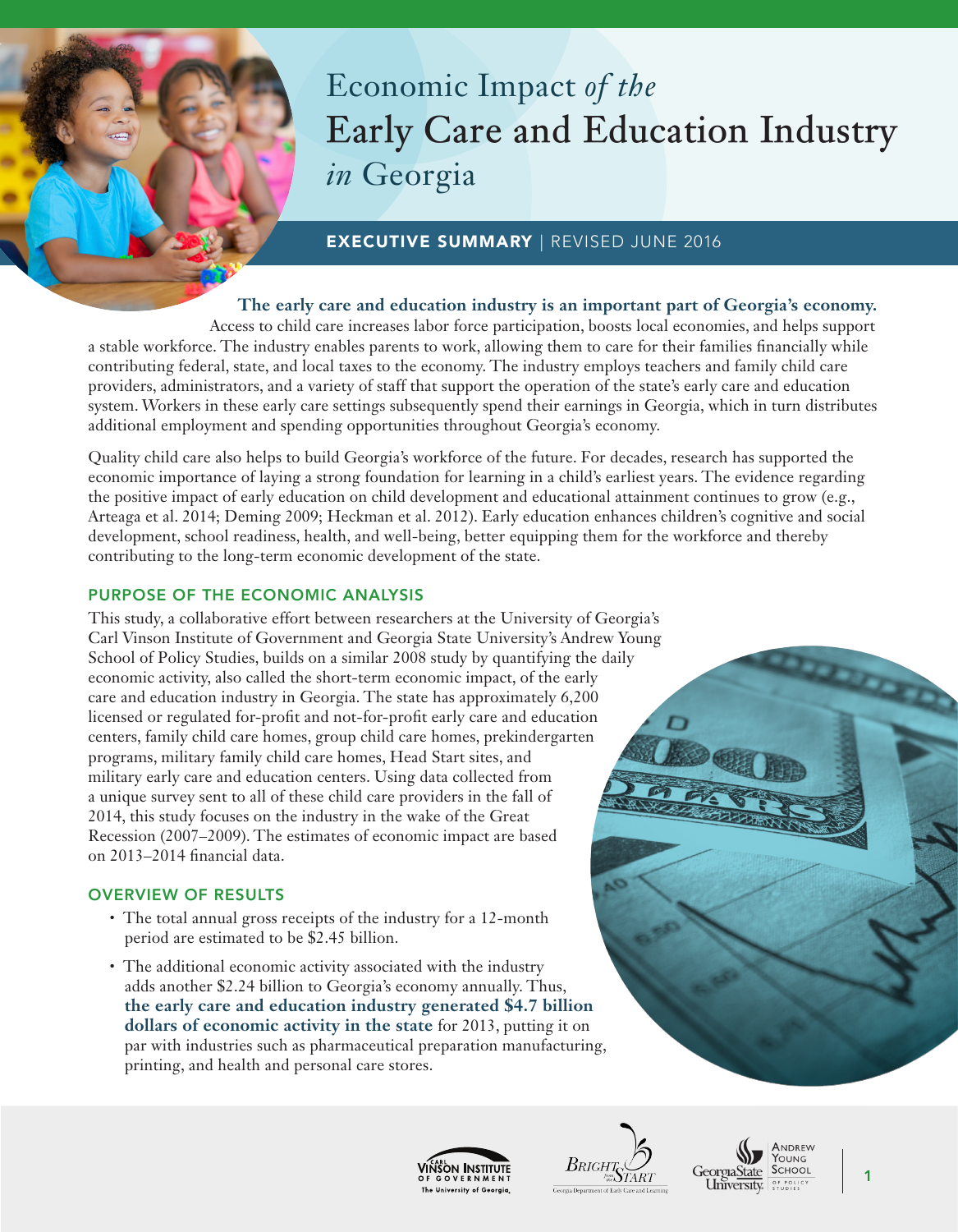# Economic Impact *of the* Early Care and Education Industry *in* Georgia

**EXECUTIVE SUMMARY** | REVISED JUNE 2016

**The early care and education industry is an important part of Georgia's economy.** Access to child care increases labor force participation, boosts local economies, and helps support a stable workforce. The industry enables parents to work, allowing them to care for their families financially while contributing federal, state, and local taxes to the economy. The industry employs teachers and family child care providers, administrators, and a variety of staff that support the operation of the state's early care and education system. Workers in these early care settings subsequently spend their earnings in Georgia, which in turn distributes additional employment and spending opportunities throughout Georgia's economy.

Quality child care also helps to build Georgia's workforce of the future. For decades, research has supported the economic importance of laying a strong foundation for learning in a child's earliest years. The evidence regarding the positive impact of early education on child development and educational attainment continues to grow (e.g., Arteaga et al. 2014; Deming 2009; Heckman et al. 2012). Early education enhances children's cognitive and social development, school readiness, health, and well-being, better equipping them for the workforce and thereby contributing to the long-term economic development of the state.

## PURPOSE OF THE ECONOMIC ANALYSIS

This study, a collaborative effort between researchers at the University of Georgia's Carl Vinson Institute of Government and Georgia State University's Andrew Young School of Policy Studies, builds on a similar 2008 study by quantifying the daily economic activity, also called the short-term economic impact, of the early care and education industry in Georgia. The state has approximately 6,200 licensed or regulated for-profit and not-for-profit early care and education centers, family child care homes, group child care homes, prekindergarten programs, military family child care homes, Head Start sites, and military early care and education centers. Using data collected from a unique survey sent to all of these child care providers in the fall of 2014, this study focuses on the industry in the wake of the Great Recession (2007–2009). The estimates of economic impact are based on 2013–2014 financial data.

## OVERVIEW OF RESULTS

- The total annual gross receipts of the industry for a 12-month period are estimated to be $2.45 billion.
- The additional economic activity associated with the industry adds another $2.24 billion to Georgia's economy annually. Thus, **the early care and education industry generated $4.7 billion dollars of economic activity in the state** for 2013, putting it on par with industries such as pharmaceutical preparation manufacturing, printing, and health and personal care stores.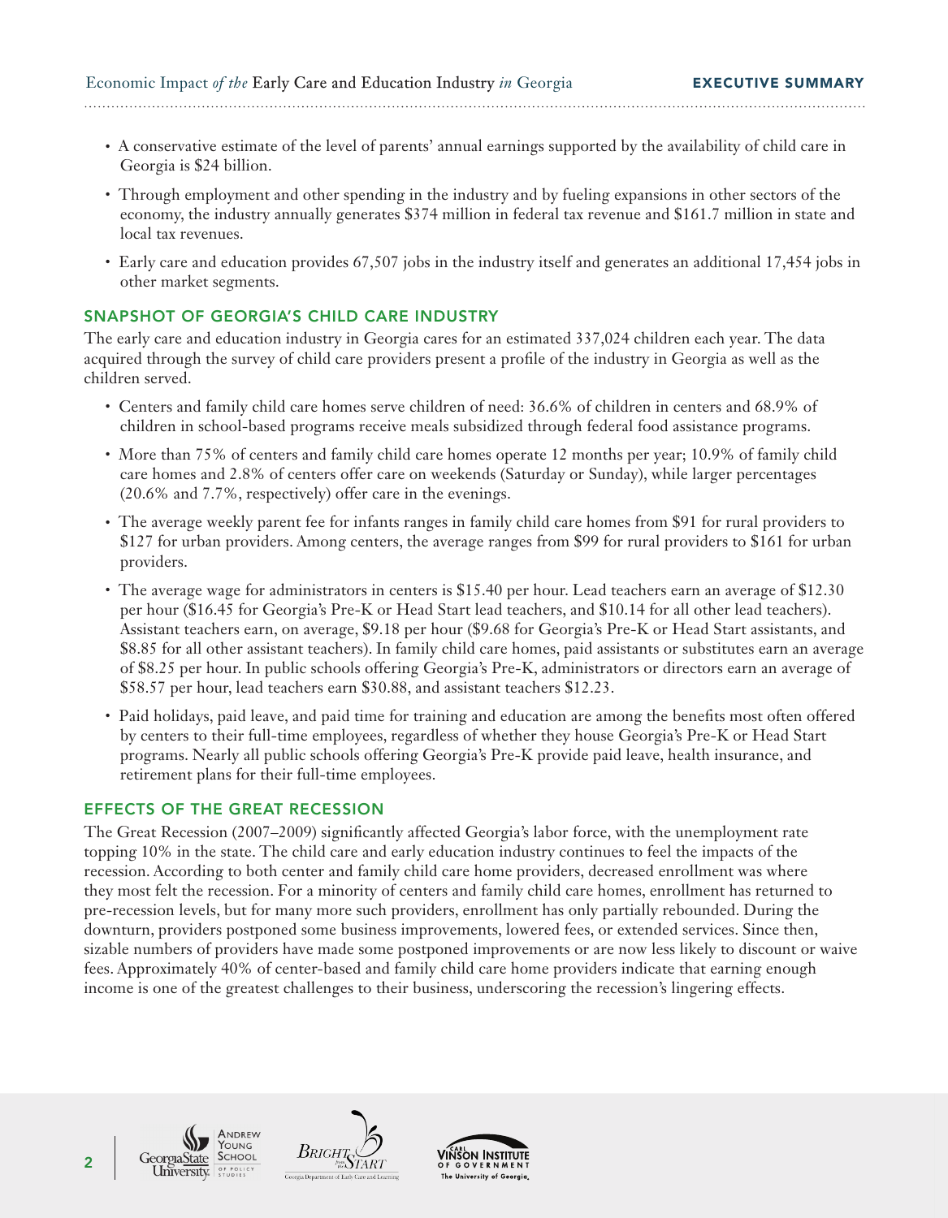- A conservative estimate of the level of parents' annual earnings supported by the availability of child care in Georgia is $24 billion.
- Through employment and other spending in the industry and by fueling expansions in other sectors of the economy, the industry annually generates $374 million in federal tax revenue and $161.7 million in state and local tax revenues.
- Early care and education provides 67,507 jobs in the industry itself and generates an additional 17,454 jobs in other market segments.

## SNAPSHOT OF GEORGIA'S CHILD CARE INDUSTRY

The early care and education industry in Georgia cares for an estimated 337,024 children each year. The data acquired through the survey of child care providers present a profile of the industry in Georgia as well as the children served.

- Centers and family child care homes serve children of need: 36.6% of children in centers and 68.9% of children in school-based programs receive meals subsidized through federal food assistance programs.
- More than 75% of centers and family child care homes operate 12 months per year; 10.9% of family child care homes and 2.8% of centers offer care on weekends (Saturday or Sunday), while larger percentages (20.6% and 7.7%, respectively) offer care in the evenings.
- The average weekly parent fee for infants ranges in family child care homes from $91 for rural providers to $127 for urban providers. Among centers, the average ranges from $99 for rural providers to $161 for urban providers.
- The average wage for administrators in centers is $15.40 per hour. Lead teachers earn an average of $12.30 per hour ($16.45 for Georgia's Pre-K or Head Start lead teachers, and $10.14 for all other lead teachers). Assistant teachers earn, on average, $9.18 per hour ($9.68 for Georgia's Pre-K or Head Start assistants, and $8.85 for all other assistant teachers). In family child care homes, paid assistants or substitutes earn an average of $8.25 per hour. In public schools offering Georgia's Pre-K, administrators or directors earn an average of $58.57 per hour, lead teachers earn $30.88, and assistant teachers $12.23.
- Paid holidays, paid leave, and paid time for training and education are among the benefits most often offered by centers to their full-time employees, regardless of whether they house Georgia's Pre-K or Head Start programs. Nearly all public schools offering Georgia's Pre-K provide paid leave, health insurance, and retirement plans for their full-time employees.

## EFFECTS OF THE GREAT RECESSION

The Great Recession (2007–2009) significantly affected Georgia's labor force, with the unemployment rate topping 10% in the state. The child care and early education industry continues to feel the impacts of the recession. According to both center and family child care home providers, decreased enrollment was where they most felt the recession. For a minority of centers and family child care homes, enrollment has returned to pre-recession levels, but for many more such providers, enrollment has only partially rebounded. During the downturn, providers postponed some business improvements, lowered fees, or extended services. Since then, sizable numbers of providers have made some postponed improvements or are now less likely to discount or waive fees. Approximately 40% of center-based and family child care home providers indicate that earning enough income is one of the greatest challenges to their business, underscoring the recession's lingering effects.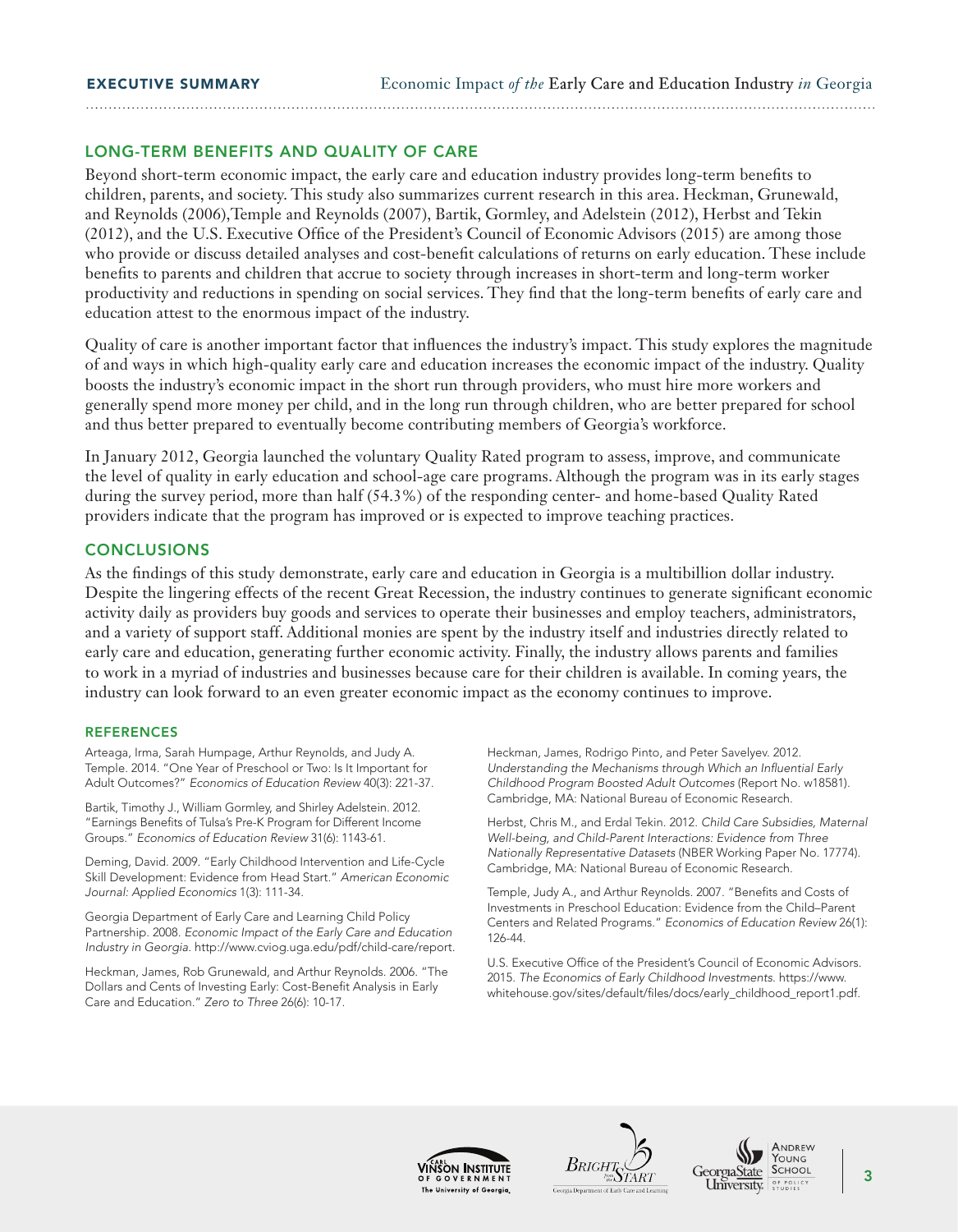## LONG-TERM BENEFITS AND QUALITY OF CARE

Beyond short-term economic impact, the early care and education industry provides long-term benefits to children, parents, and society. This study also summarizes current research in this area. Heckman, Grunewald, and Reynolds (2006),Temple and Reynolds (2007), Bartik, Gormley, and Adelstein (2012), Herbst and Tekin (2012), and the U.S. Executive Office of the President's Council of Economic Advisors (2015) are among those who provide or discuss detailed analyses and cost-benefit calculations of returns on early education. These include benefits to parents and children that accrue to society through increases in short-term and long-term worker productivity and reductions in spending on social services. They find that the long-term benefits of early care and education attest to the enormous impact of the industry.

Quality of care is another important factor that influences the industry's impact. This study explores the magnitude of and ways in which high-quality early care and education increases the economic impact of the industry. Quality boosts the industry's economic impact in the short run through providers, who must hire more workers and generally spend more money per child, and in the long run through children, who are better prepared for school and thus better prepared to eventually become contributing members of Georgia's workforce.

In January 2012, Georgia launched the voluntary Quality Rated program to assess, improve, and communicate the level of quality in early education and school-age care programs. Although the program was in its early stages during the survey period, more than half (54.3%) of the responding center- and home-based Quality Rated providers indicate that the program has improved or is expected to improve teaching practices.

## CONCLUSIONS

As the findings of this study demonstrate, early care and education in Georgia is a multibillion dollar industry. Despite the lingering effects of the recent Great Recession, the industry continues to generate significant economic activity daily as providers buy goods and services to operate their businesses and employ teachers, administrators, and a variety of support staff. Additional monies are spent by the industry itself and industries directly related to early care and education, generating further economic activity. Finally, the industry allows parents and families to work in a myriad of industries and businesses because care for their children is available. In coming years, the industry can look forward to an even greater economic impact as the economy continues to improve.

### REFERENCES

Arteaga, Irma, Sarah Humpage, Arthur Reynolds, and Judy A. Temple. 2014. "One Year of Preschool or Two: Is It Important for Adult Outcomes?" *Economics of Education Review* 40(3): 221-37.

Bartik, Timothy J., William Gormley, and Shirley Adelstein. 2012. "Earnings Benefits of Tulsa's Pre-K Program for Different Income Groups." *Economics of Education Review* 31(6): 1143-61.

Deming, David. 2009. "Early Childhood Intervention and Life-Cycle Skill Development: Evidence from Head Start." *American Economic Journal: Applied Economics* 1(3): 111-34.

Georgia Department of Early Care and Learning Child Policy Partnership. 2008. *Economic Impact of the Early Care and Education Industry in Georgia.* http://www.cviog.uga.edu/pdf/child-care/report.

Heckman, James, Rob Grunewald, and Arthur Reynolds. 2006. "The Dollars and Cents of Investing Early: Cost-Benefit Analysis in Early Care and Education." *Zero to Three* 26(6): 10-17.

Heckman, James, Rodrigo Pinto, and Peter Savelyev. 2012. *Understanding the Mechanisms through Which an Influential Early Childhood Program Boosted Adult Outcomes* (Report No. w18581). Cambridge, MA: National Bureau of Economic Research.

Herbst, Chris M., and Erdal Tekin. 2012. *Child Care Subsidies, Maternal Well-being, and Child-Parent Interactions: Evidence from Three Nationally Representative Datasets* (NBER Working Paper No. 17774). Cambridge, MA: National Bureau of Economic Research.

Temple, Judy A., and Arthur Reynolds. 2007. "Benefits and Costs of Investments in Preschool Education: Evidence from the Child–Parent Centers and Related Programs." *Economics of Education Review* 26(1): 126-44.

U.S. Executive Office of the President's Council of Economic Advisors. 2015. *The Economics of Early Childhood Investments.* https://www.whitehouse.gov/sites/default/files/docs/early_childhood_report1.pdf.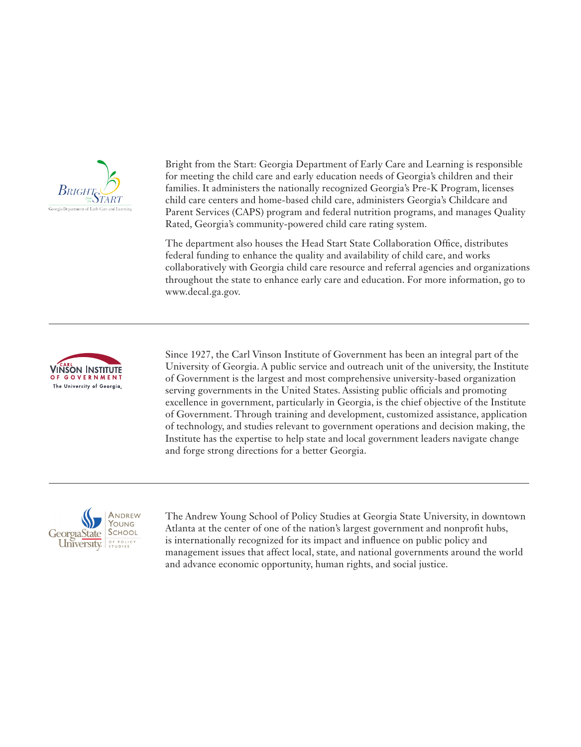Bright from the Start: Georgia Department of Early Care and Learning is responsible for meeting the child care and early education needs of Georgia's children and their families. It administers the nationally recognized Georgia's Pre-K Program, licenses child care centers and home-based child care, administers Georgia's Childcare and Parent Services (CAPS) program and federal nutrition programs, and manages Quality Rated, Georgia's community-powered child care rating system.

The department also houses the Head Start State Collaboration Office, distributes federal funding to enhance the quality and availability of child care, and works collaboratively with Georgia child care resource and referral agencies and organizations throughout the state to enhance early care and education. For more information, go to www.decal.ga.gov.

---

Since 1927, the Carl Vinson Institute of Government has been an integral part of the University of Georgia. A public service and outreach unit of the university, the Institute of Government is the largest and most comprehensive university-based organization serving governments in the United States. Assisting public officials and promoting excellence in government, particularly in Georgia, is the chief objective of the Institute of Government. Through training and development, customized assistance, application of technology, and studies relevant to government operations and decision making, the Institute has the expertise to help state and local government leaders navigate change and forge strong directions for a better Georgia.

---

The Andrew Young School of Policy Studies at Georgia State University, in downtown Atlanta at the center of one of the nation's largest government and nonprofit hubs, is internationally recognized for its impact and influence on public policy and management issues that affect local, state, and national governments around the world and advance economic opportunity, human rights, and social justice.